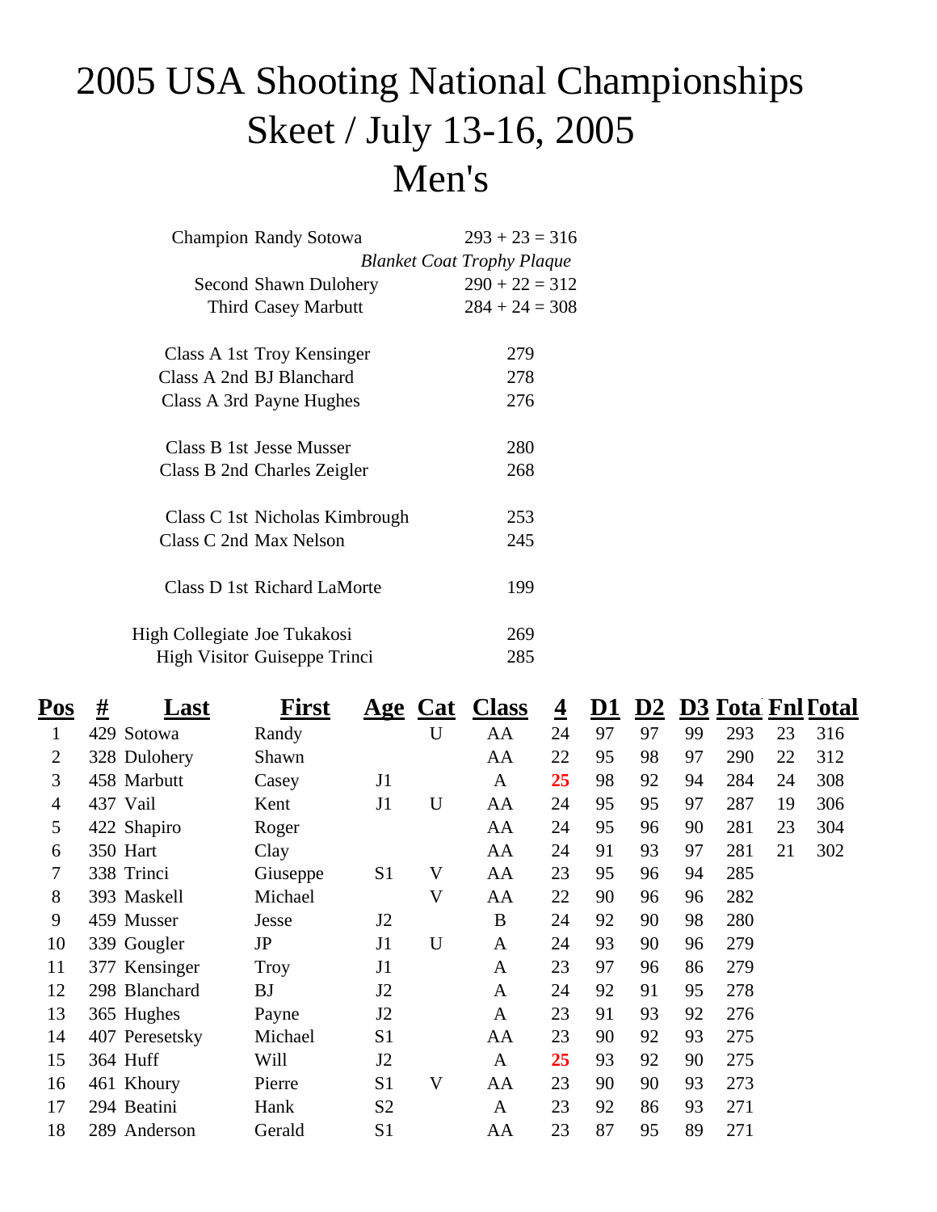# 2005 USA Shooting National Championships
# Skeet / July 13-16, 2005
# Men's

| | | |
|---|---|---|
| Champion | Randy Sotowa | 293 + 23 = 316 |
| | | *Blanket Coat Trophy Plaque* |
| Second | Shawn Dulohery | 290 + 22 = 312 |
| Third | Casey Marbutt | 284 + 24 = 308 |
| | | |
| Class A 1st | Troy Kensinger | 279 |
| Class A 2nd | BJ Blanchard | 278 |
| Class A 3rd | Payne Hughes | 276 |
| | | |
| Class B 1st | Jesse Musser | 280 |
| Class B 2nd | Charles Zeigler | 268 |
| | | |
| Class C 1st | Nicholas Kimbrough | 253 |
| Class C 2nd | Max Nelson | 245 |
| | | |
| Class D 1st | Richard LaMorte | 199 |
| | | |
| High Collegiate | Joe Tukakosi | 269 |
| High Visitor | Guiseppe Trinci | 285 |

| Pos | # | Last | First | Age | Cat | Class | 4 | D1 | D2 | D3 | Total | Fnl | Total |
|---|---|---|---|---|---|---|---|---|---|---|---|---|---|
| 1 | 429 | Sotowa | Randy | | U | AA | 24 | 97 | 97 | 99 | 293 | 23 | 316 |
| 2 | 328 | Dulohery | Shawn | | | AA | 22 | 95 | 98 | 97 | 290 | 22 | 312 |
| 3 | 458 | Marbutt | Casey | J1 | | A | 25 | 98 | 92 | 94 | 284 | 24 | 308 |
| 4 | 437 | Vail | Kent | J1 | U | AA | 24 | 95 | 95 | 97 | 287 | 19 | 306 |
| 5 | 422 | Shapiro | Roger | | | AA | 24 | 95 | 96 | 90 | 281 | 23 | 304 |
| 6 | 350 | Hart | Clay | | | AA | 24 | 91 | 93 | 97 | 281 | 21 | 302 |
| 7 | 338 | Trinci | Giuseppe | S1 | V | AA | 23 | 95 | 96 | 94 | 285 | | |
| 8 | 393 | Maskell | Michael | | V | AA | 22 | 90 | 96 | 96 | 282 | | |
| 9 | 459 | Musser | Jesse | J2 | | B | 24 | 92 | 90 | 98 | 280 | | |
| 10 | 339 | Gougler | JP | J1 | U | A | 24 | 93 | 90 | 96 | 279 | | |
| 11 | 377 | Kensinger | Troy | J1 | | A | 23 | 97 | 96 | 86 | 279 | | |
| 12 | 298 | Blanchard | BJ | J2 | | A | 24 | 92 | 91 | 95 | 278 | | |
| 13 | 365 | Hughes | Payne | J2 | | A | 23 | 91 | 93 | 92 | 276 | | |
| 14 | 407 | Peresetsky | Michael | S1 | | AA | 23 | 90 | 92 | 93 | 275 | | |
| 15 | 364 | Huff | Will | J2 | | A | 25 | 93 | 92 | 90 | 275 | | |
| 16 | 461 | Khoury | Pierre | S1 | V | AA | 23 | 90 | 90 | 93 | 273 | | |
| 17 | 294 | Beatini | Hank | S2 | | A | 23 | 92 | 86 | 93 | 271 | | |
| 18 | 289 | Anderson | Gerald | S1 | | AA | 23 | 87 | 95 | 89 | 271 | | |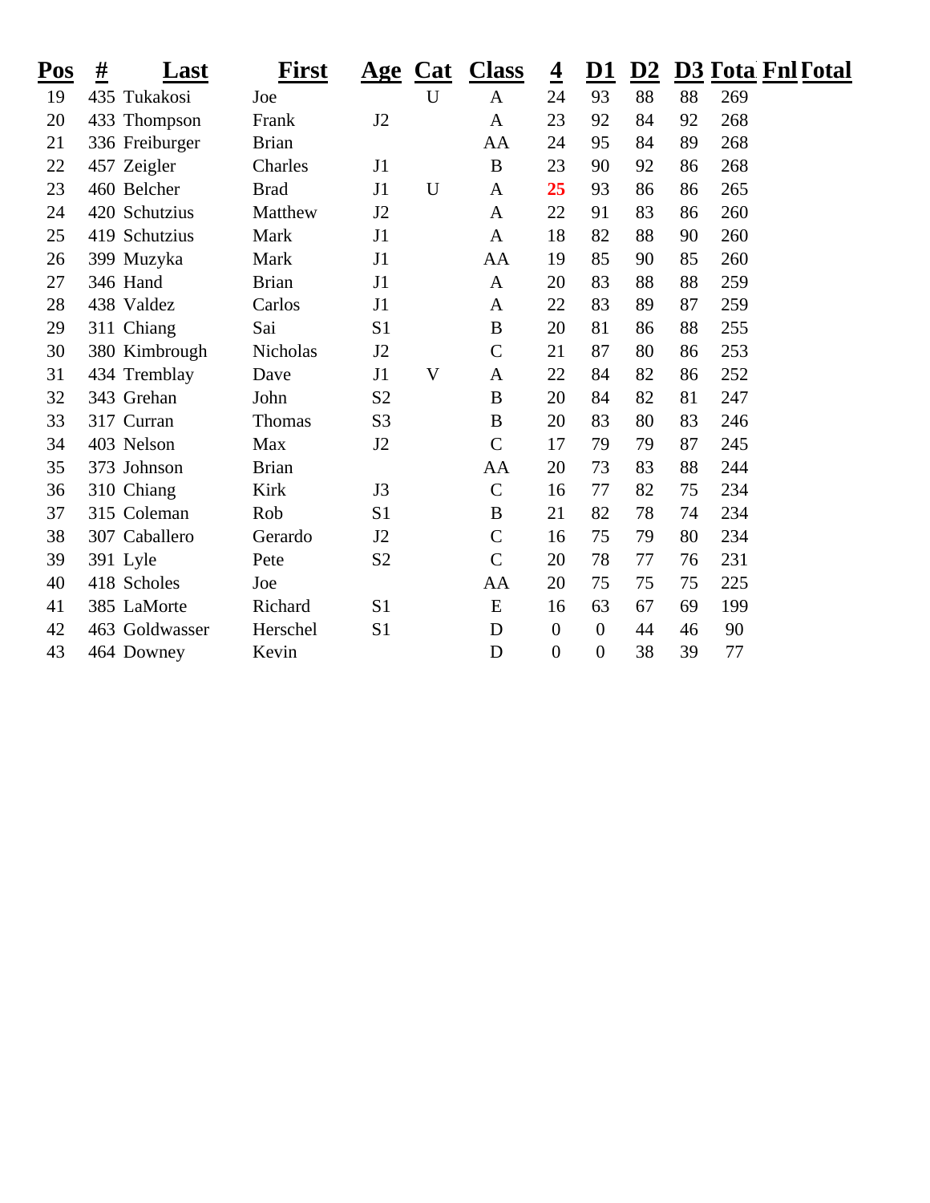| Pos | # | Last | First | Age | Cat | Class | 4 | D1 | D2 | D3 | Tota | Fnl | Total |
|---|---|---|---|---|---|---|---|---|---|---|---|---|---|
| 19 | 435 | Tukakosi | Joe | | U | A | 24 | 93 | 88 | 88 | 269 | | |
| 20 | 433 | Thompson | Frank | J2 | | A | 23 | 92 | 84 | 92 | 268 | | |
| 21 | 336 | Freiburger | Brian | | | AA | 24 | 95 | 84 | 89 | 268 | | |
| 22 | 457 | Zeigler | Charles | J1 | | B | 23 | 90 | 92 | 86 | 268 | | |
| 23 | 460 | Belcher | Brad | J1 | U | A | 25 | 93 | 86 | 86 | 265 | | |
| 24 | 420 | Schutzius | Matthew | J2 | | A | 22 | 91 | 83 | 86 | 260 | | |
| 25 | 419 | Schutzius | Mark | J1 | | A | 18 | 82 | 88 | 90 | 260 | | |
| 26 | 399 | Muzyka | Mark | J1 | | AA | 19 | 85 | 90 | 85 | 260 | | |
| 27 | 346 | Hand | Brian | J1 | | A | 20 | 83 | 88 | 88 | 259 | | |
| 28 | 438 | Valdez | Carlos | J1 | | A | 22 | 83 | 89 | 87 | 259 | | |
| 29 | 311 | Chiang | Sai | S1 | | B | 20 | 81 | 86 | 88 | 255 | | |
| 30 | 380 | Kimbrough | Nicholas | J2 | | C | 21 | 87 | 80 | 86 | 253 | | |
| 31 | 434 | Tremblay | Dave | J1 | V | A | 22 | 84 | 82 | 86 | 252 | | |
| 32 | 343 | Grehan | John | S2 | | B | 20 | 84 | 82 | 81 | 247 | | |
| 33 | 317 | Curran | Thomas | S3 | | B | 20 | 83 | 80 | 83 | 246 | | |
| 34 | 403 | Nelson | Max | J2 | | C | 17 | 79 | 79 | 87 | 245 | | |
| 35 | 373 | Johnson | Brian | | | AA | 20 | 73 | 83 | 88 | 244 | | |
| 36 | 310 | Chiang | Kirk | J3 | | C | 16 | 77 | 82 | 75 | 234 | | |
| 37 | 315 | Coleman | Rob | S1 | | B | 21 | 82 | 78 | 74 | 234 | | |
| 38 | 307 | Caballero | Gerardo | J2 | | C | 16 | 75 | 79 | 80 | 234 | | |
| 39 | 391 | Lyle | Pete | S2 | | C | 20 | 78 | 77 | 76 | 231 | | |
| 40 | 418 | Scholes | Joe | | | AA | 20 | 75 | 75 | 75 | 225 | | |
| 41 | 385 | LaMorte | Richard | S1 | | E | 16 | 63 | 67 | 69 | 199 | | |
| 42 | 463 | Goldwasser | Herschel | S1 | | D | 0 | 0 | 44 | 46 | 90 | | |
| 43 | 464 | Downey | Kevin | | | D | 0 | 0 | 38 | 39 | 77 | | |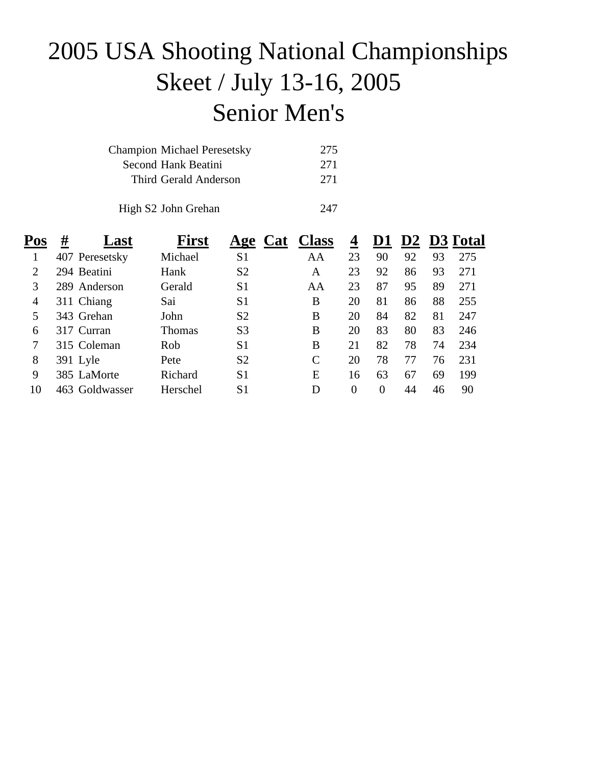# 2005 USA Shooting National Championships

## Skeet / July 13-16, 2005

## Senior Men's

| | | |
|---|---|---|
| Champion | Michael Peresetsky | 275 |
| Second | Hank Beatini | 271 |
| Third | Gerald Anderson | 271 |
| | | |
| High S2 | John Grehan | 247 |

| Pos | # | Last | First | Age | Cat | Class | 4 | D1 | D2 | D3 | Total |
|---|---|---|---|---|---|---|---|---|---|---|---|
| 1 | 407 | Peresetsky | Michael | S1 | | AA | 23 | 90 | 92 | 93 | 275 |
| 2 | 294 | Beatini | Hank | S2 | | A | 23 | 92 | 86 | 93 | 271 |
| 3 | 289 | Anderson | Gerald | S1 | | AA | 23 | 87 | 95 | 89 | 271 |
| 4 | 311 | Chiang | Sai | S1 | | B | 20 | 81 | 86 | 88 | 255 |
| 5 | 343 | Grehan | John | S2 | | B | 20 | 84 | 82 | 81 | 247 |
| 6 | 317 | Curran | Thomas | S3 | | B | 20 | 83 | 80 | 83 | 246 |
| 7 | 315 | Coleman | Rob | S1 | | B | 21 | 82 | 78 | 74 | 234 |
| 8 | 391 | Lyle | Pete | S2 | | C | 20 | 78 | 77 | 76 | 231 |
| 9 | 385 | LaMorte | Richard | S1 | | E | 16 | 63 | 67 | 69 | 199 |
| 10 | 463 | Goldwasser | Herschel | S1 | | D | 0 | 0 | 44 | 46 | 90 |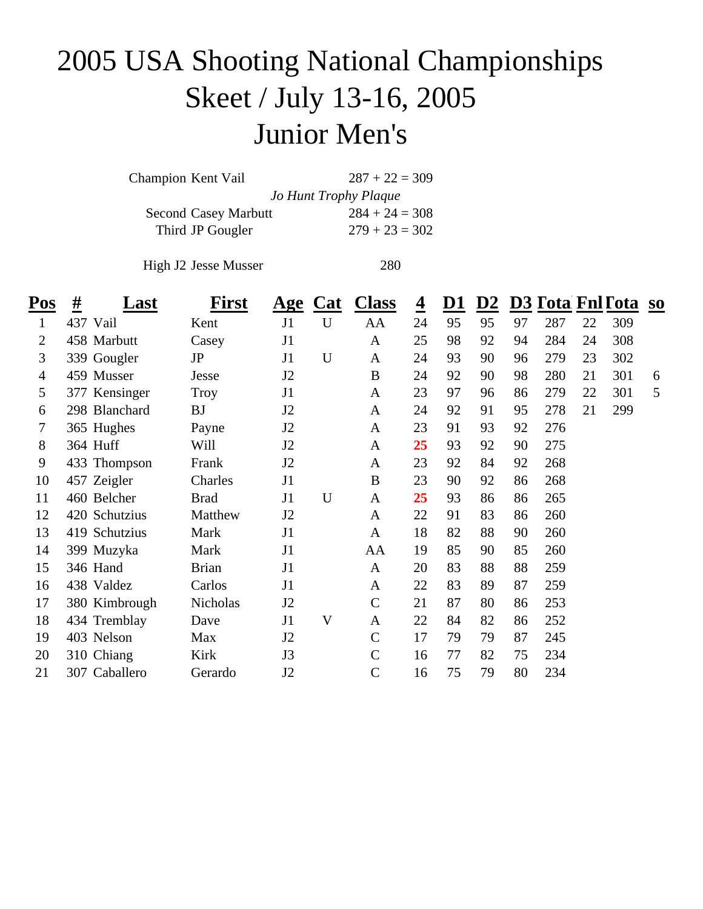# 2005 USA Shooting National Championships
# Skeet / July 13-16, 2005
# Junior Men's

Champion Kent Vail 287 + 22 = 309

*Jo Hunt Trophy Plaque*

Second Casey Marbutt 284 + 24 = 308

Third JP Gougler 279 + 23 = 302

High J2 Jesse Musser 280

| Pos | # | Last | First | Age | Cat | Class | 4 | D1 | D2 | D3 | Total | Fnl | Total | so |
|---|---|---|---|---|---|---|---|---|---|---|---|---|---|---|
| 1 | 437 | Vail | Kent | J1 | U | AA | 24 | 95 | 95 | 97 | 287 | 22 | 309 | |
| 2 | 458 | Marbutt | Casey | J1 | | A | 25 | 98 | 92 | 94 | 284 | 24 | 308 | |
| 3 | 339 | Gougler | JP | J1 | U | A | 24 | 93 | 90 | 96 | 279 | 23 | 302 | |
| 4 | 459 | Musser | Jesse | J2 | | B | 24 | 92 | 90 | 98 | 280 | 21 | 301 | 6 |
| 5 | 377 | Kensinger | Troy | J1 | | A | 23 | 97 | 96 | 86 | 279 | 22 | 301 | 5 |
| 6 | 298 | Blanchard | BJ | J2 | | A | 24 | 92 | 91 | 95 | 278 | 21 | 299 | |
| 7 | 365 | Hughes | Payne | J2 | | A | 23 | 91 | 93 | 92 | 276 | | | |
| 8 | 364 | Huff | Will | J2 | | A | 25 | 93 | 92 | 90 | 275 | | | |
| 9 | 433 | Thompson | Frank | J2 | | A | 23 | 92 | 84 | 92 | 268 | | | |
| 10 | 457 | Zeigler | Charles | J1 | | B | 23 | 90 | 92 | 86 | 268 | | | |
| 11 | 460 | Belcher | Brad | J1 | U | A | 25 | 93 | 86 | 86 | 265 | | | |
| 12 | 420 | Schutzius | Matthew | J2 | | A | 22 | 91 | 83 | 86 | 260 | | | |
| 13 | 419 | Schutzius | Mark | J1 | | A | 18 | 82 | 88 | 90 | 260 | | | |
| 14 | 399 | Muzyka | Mark | J1 | | AA | 19 | 85 | 90 | 85 | 260 | | | |
| 15 | 346 | Hand | Brian | J1 | | A | 20 | 83 | 88 | 88 | 259 | | | |
| 16 | 438 | Valdez | Carlos | J1 | | A | 22 | 83 | 89 | 87 | 259 | | | |
| 17 | 380 | Kimbrough | Nicholas | J2 | | C | 21 | 87 | 80 | 86 | 253 | | | |
| 18 | 434 | Tremblay | Dave | J1 | V | A | 22 | 84 | 82 | 86 | 252 | | | |
| 19 | 403 | Nelson | Max | J2 | | C | 17 | 79 | 79 | 87 | 245 | | | |
| 20 | 310 | Chiang | Kirk | J3 | | C | 16 | 77 | 82 | 75 | 234 | | | |
| 21 | 307 | Caballero | Gerardo | J2 | | C | 16 | 75 | 79 | 80 | 234 | | | |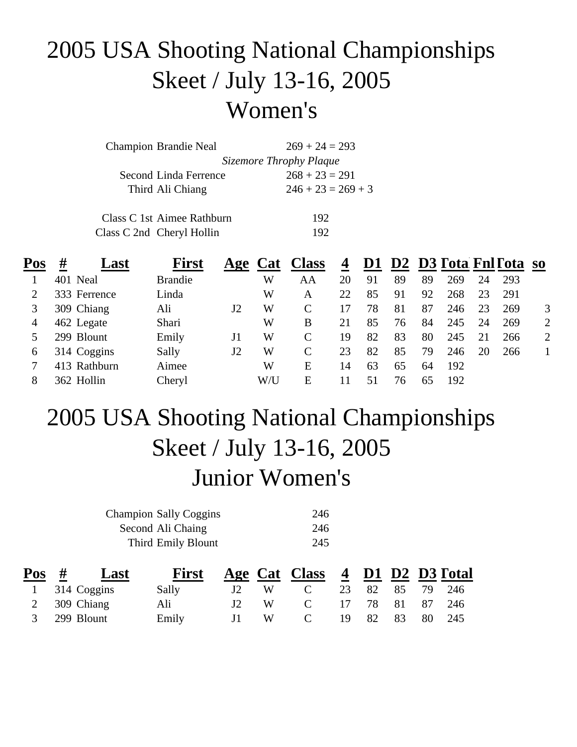# 2005 USA Shooting National Championships
## Skeet / July 13-16, 2005
## Women's

| | | |
|---|---|---|
| Champion | Brandie Neal | 269 + 24 = 293 |
| | *Sizemore Throphy Plaque* | |
| Second | Linda Ferrence | 268 + 23 = 291 |
| Third | Ali Chiang | 246 + 23 = 269 + 3 |
| | | |
| Class C 1st | Aimee Rathburn | 192 |
| Class C 2nd | Cheryl Hollin | 192 |

| Pos | # | Last | First | Age | Cat | Class | 4 | D1 | D2 | D3 | Total | Fnl | Total | so |
|---|---|---|---|---|---|---|---|---|---|---|---|---|---|---|
| 1 | 401 | Neal | Brandie | | W | AA | 20 | 91 | 89 | 89 | 269 | 24 | 293 | |
| 2 | 333 | Ferrence | Linda | | W | A | 22 | 85 | 91 | 92 | 268 | 23 | 291 | |
| 3 | 309 | Chiang | Ali | J2 | W | C | 17 | 78 | 81 | 87 | 246 | 23 | 269 | 3 |
| 4 | 462 | Legate | Shari | | W | B | 21 | 85 | 76 | 84 | 245 | 24 | 269 | 2 |
| 5 | 299 | Blount | Emily | J1 | W | C | 19 | 82 | 83 | 80 | 245 | 21 | 266 | 2 |
| 6 | 314 | Coggins | Sally | J2 | W | C | 23 | 82 | 85 | 79 | 246 | 20 | 266 | 1 |
| 7 | 413 | Rathburn | Aimee | | W | E | 14 | 63 | 65 | 64 | 192 | | | |
| 8 | 362 | Hollin | Cheryl | | W/U | E | 11 | 51 | 76 | 65 | 192 | | | |

# 2005 USA Shooting National Championships
## Skeet / July 13-16, 2005
## Junior Women's

| | | |
|---|---|---|
| Champion | Sally Coggins | 246 |
| Second | Ali Chaing | 246 |
| Third | Emily Blount | 245 |

| Pos | # | Last | First | Age | Cat | Class | 4 | D1 | D2 | D3 | Total |
|---|---|---|---|---|---|---|---|---|---|---|---|
| 1 | 314 | Coggins | Sally | J2 | W | C | 23 | 82 | 85 | 79 | 246 |
| 2 | 309 | Chiang | Ali | J2 | W | C | 17 | 78 | 81 | 87 | 246 |
| 3 | 299 | Blount | Emily | J1 | W | C | 19 | 82 | 83 | 80 | 245 |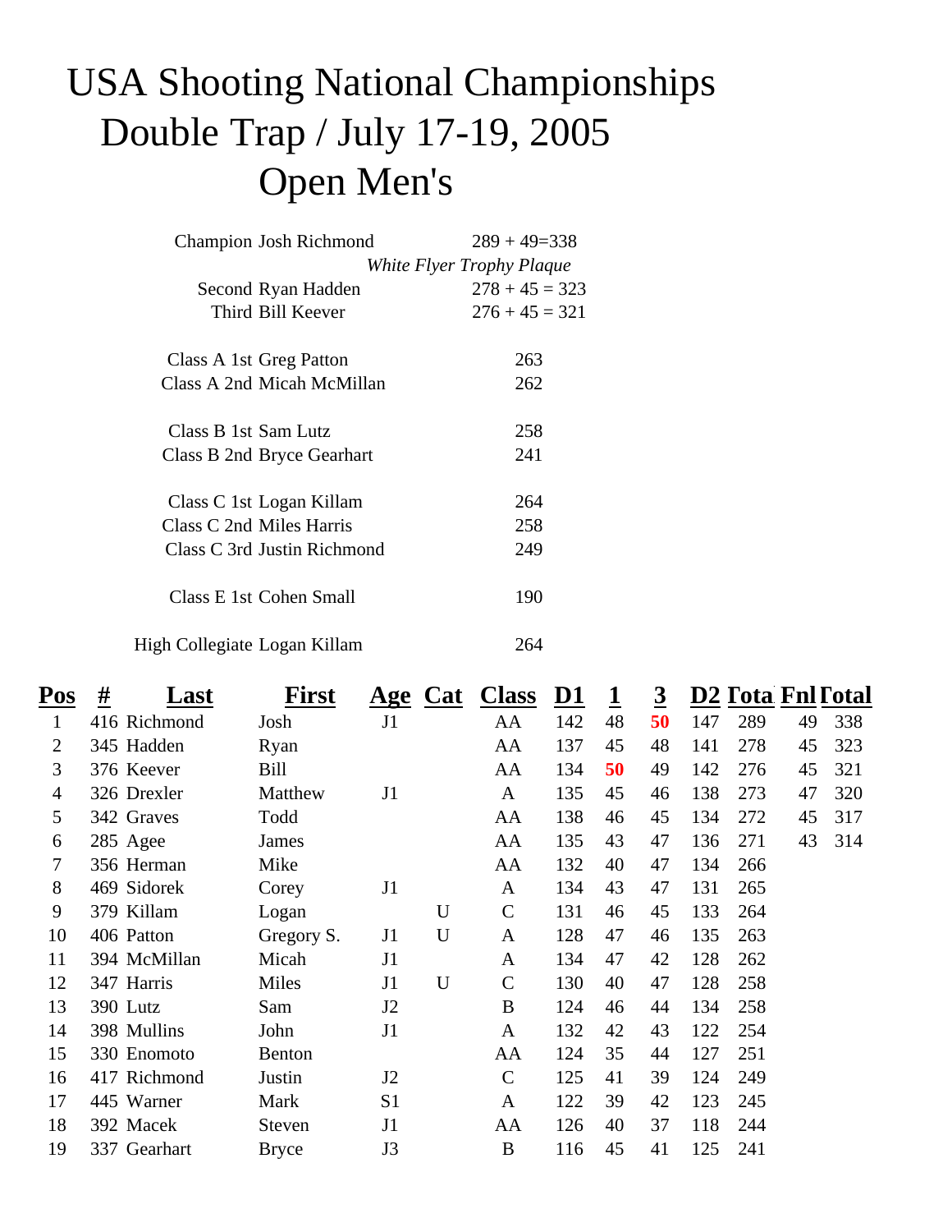# USA Shooting National Championships

## Double Trap / July 17-19, 2005

## Open Men's

Champion Josh Richmond 289 + 49=338

*White Flyer Trophy Plaque*

Second Ryan Hadden 278 + 45 = 323

Third Bill Keever 276 + 45 = 321

Class A 1st Greg Patton 263

Class A 2nd Micah McMillan 262

Class B 1st Sam Lutz 258

Class B 2nd Bryce Gearhart 241

Class C 1st Logan Killam 264

Class C 2nd Miles Harris 258

Class C 3rd Justin Richmond 249

Class E 1st Cohen Small 190

High Collegiate Logan Killam 264

| Pos | # | Last | First | Age | Cat | Class | D1 | 1 | 3 | D2 | Total | Fnl | Total |
|---|---|---|---|---|---|---|---|---|---|---|---|---|---|
| 1 | 416 | Richmond | Josh | J1 | | AA | 142 | 48 | 50 | 147 | 289 | 49 | 338 |
| 2 | 345 | Hadden | Ryan | | | AA | 137 | 45 | 48 | 141 | 278 | 45 | 323 |
| 3 | 376 | Keever | Bill | | | AA | 134 | 50 | 49 | 142 | 276 | 45 | 321 |
| 4 | 326 | Drexler | Matthew | J1 | | A | 135 | 45 | 46 | 138 | 273 | 47 | 320 |
| 5 | 342 | Graves | Todd | | | AA | 138 | 46 | 45 | 134 | 272 | 45 | 317 |
| 6 | 285 | Agee | James | | | AA | 135 | 43 | 47 | 136 | 271 | 43 | 314 |
| 7 | 356 | Herman | Mike | | | AA | 132 | 40 | 47 | 134 | 266 | | |
| 8 | 469 | Sidorek | Corey | J1 | | A | 134 | 43 | 47 | 131 | 265 | | |
| 9 | 379 | Killam | Logan | | U | C | 131 | 46 | 45 | 133 | 264 | | |
| 10 | 406 | Patton | Gregory S. | J1 | U | A | 128 | 47 | 46 | 135 | 263 | | |
| 11 | 394 | McMillan | Micah | J1 | | A | 134 | 47 | 42 | 128 | 262 | | |
| 12 | 347 | Harris | Miles | J1 | U | C | 130 | 40 | 47 | 128 | 258 | | |
| 13 | 390 | Lutz | Sam | J2 | | B | 124 | 46 | 44 | 134 | 258 | | |
| 14 | 398 | Mullins | John | J1 | | A | 132 | 42 | 43 | 122 | 254 | | |
| 15 | 330 | Enomoto | Benton | | | AA | 124 | 35 | 44 | 127 | 251 | | |
| 16 | 417 | Richmond | Justin | J2 | | C | 125 | 41 | 39 | 124 | 249 | | |
| 17 | 445 | Warner | Mark | S1 | | A | 122 | 39 | 42 | 123 | 245 | | |
| 18 | 392 | Macek | Steven | J1 | | AA | 126 | 40 | 37 | 118 | 244 | | |
| 19 | 337 | Gearhart | Bryce | J3 | | B | 116 | 45 | 41 | 125 | 241 | | |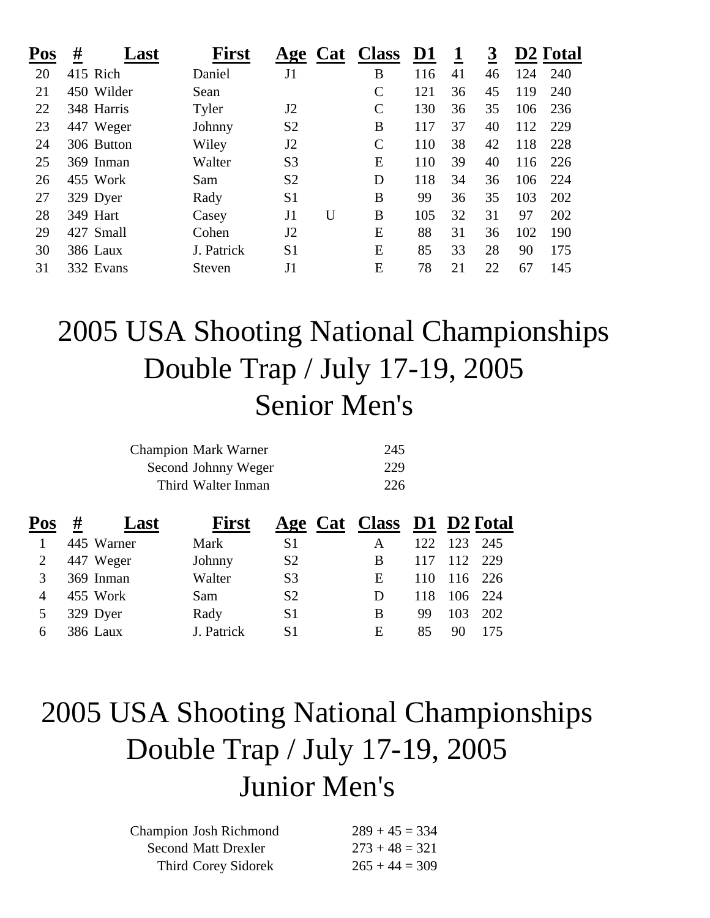| Pos | # | Last | First | Age | Cat | Class | D1 | 1 | 3 | D2 | Total |
|---|---|---|---|---|---|---|---|---|---|---|---|
| 20 | 415 | Rich | Daniel | J1 | | B | 116 | 41 | 46 | 124 | 240 |
| 21 | 450 | Wilder | Sean | | | C | 121 | 36 | 45 | 119 | 240 |
| 22 | 348 | Harris | Tyler | J2 | | C | 130 | 36 | 35 | 106 | 236 |
| 23 | 447 | Weger | Johnny | S2 | | B | 117 | 37 | 40 | 112 | 229 |
| 24 | 306 | Button | Wiley | J2 | | C | 110 | 38 | 42 | 118 | 228 |
| 25 | 369 | Inman | Walter | S3 | | E | 110 | 39 | 40 | 116 | 226 |
| 26 | 455 | Work | Sam | S2 | | D | 118 | 34 | 36 | 106 | 224 |
| 27 | 329 | Dyer | Rady | S1 | | B | 99 | 36 | 35 | 103 | 202 |
| 28 | 349 | Hart | Casey | J1 | U | B | 105 | 32 | 31 | 97 | 202 |
| 29 | 427 | Small | Cohen | J2 | | E | 88 | 31 | 36 | 102 | 190 |
| 30 | 386 | Laux | J. Patrick | S1 | | E | 85 | 33 | 28 | 90 | 175 |
| 31 | 332 | Evans | Steven | J1 | | E | 78 | 21 | 22 | 67 | 145 |

# 2005 USA Shooting National Championships
# Double Trap / July 17-19, 2005
# Senior Men's

Champion Mark Warner 245
Second Johnny Weger 229
Third Walter Inman 226

| Pos | # | Last | First | Age | Cat | Class | D1 | D2 | Total |
|---|---|---|---|---|---|---|---|---|---|
| 1 | 445 | Warner | Mark | S1 | | A | 122 | 123 | 245 |
| 2 | 447 | Weger | Johnny | S2 | | B | 117 | 112 | 229 |
| 3 | 369 | Inman | Walter | S3 | | E | 110 | 116 | 226 |
| 4 | 455 | Work | Sam | S2 | | D | 118 | 106 | 224 |
| 5 | 329 | Dyer | Rady | S1 | | B | 99 | 103 | 202 |
| 6 | 386 | Laux | J. Patrick | S1 | | E | 85 | 90 | 175 |

# 2005 USA Shooting National Championships
# Double Trap / July 17-19, 2005
# Junior Men's

Champion Josh Richmond 289 + 45 = 334
Second Matt Drexler 273 + 48 = 321
Third Corey Sidorek 265 + 44 = 309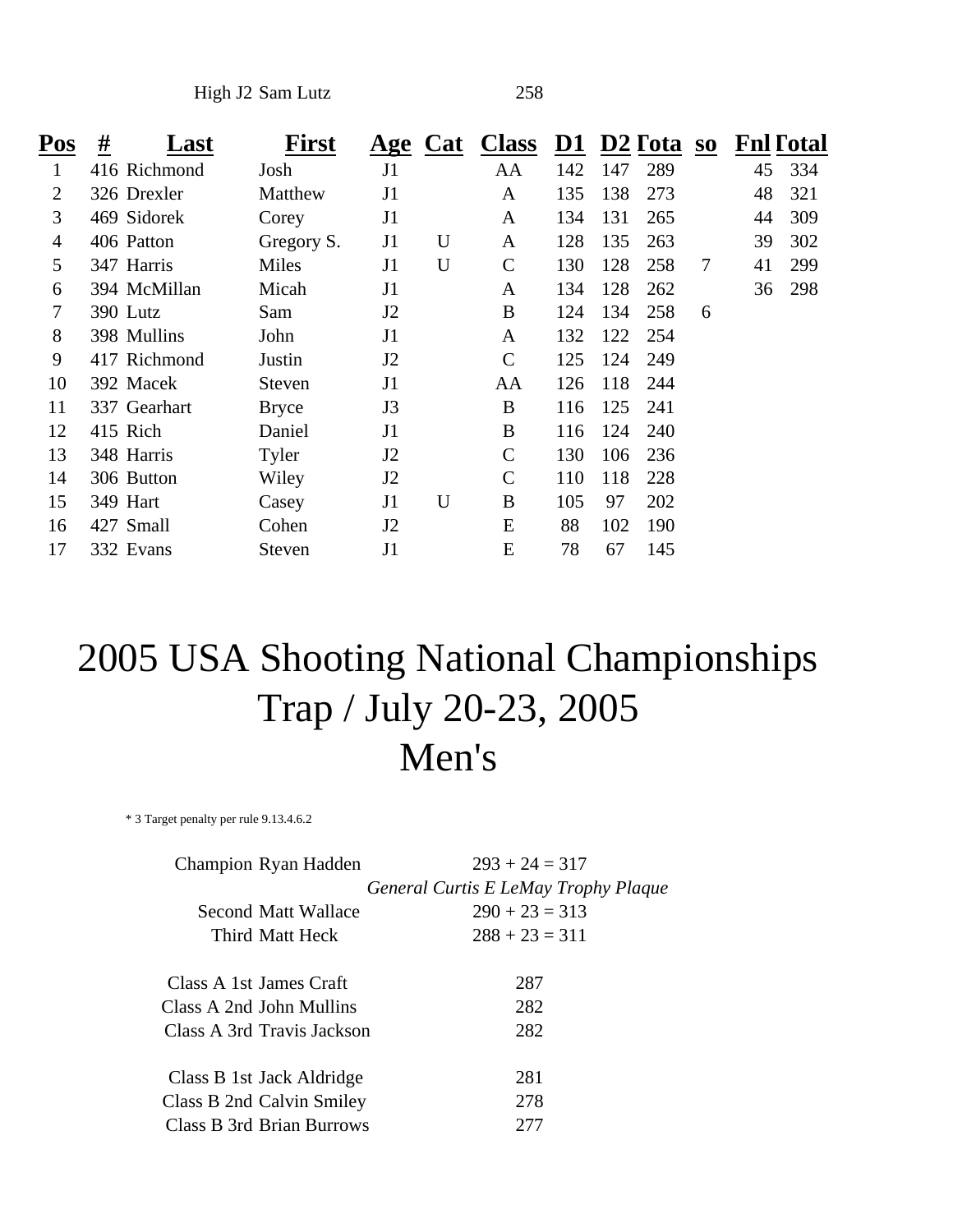High J2 Sam Lutz 258

| Pos | # | Last | First | Age | Cat | Class | D1 | D2 | Total | so | Fnl | Total |
|---|---|---|---|---|---|---|---|---|---|---|---|---|
| 1 | 416 | Richmond | Josh | J1 | | AA | 142 | 147 | 289 | | 45 | 334 |
| 2 | 326 | Drexler | Matthew | J1 | | A | 135 | 138 | 273 | | 48 | 321 |
| 3 | 469 | Sidorek | Corey | J1 | | A | 134 | 131 | 265 | | 44 | 309 |
| 4 | 406 | Patton | Gregory S. | J1 | U | A | 128 | 135 | 263 | | 39 | 302 |
| 5 | 347 | Harris | Miles | J1 | U | C | 130 | 128 | 258 | 7 | 41 | 299 |
| 6 | 394 | McMillan | Micah | J1 | | A | 134 | 128 | 262 | | 36 | 298 |
| 7 | 390 | Lutz | Sam | J2 | | B | 124 | 134 | 258 | 6 | | |
| 8 | 398 | Mullins | John | J1 | | A | 132 | 122 | 254 | | | |
| 9 | 417 | Richmond | Justin | J2 | | C | 125 | 124 | 249 | | | |
| 10 | 392 | Macek | Steven | J1 | | AA | 126 | 118 | 244 | | | |
| 11 | 337 | Gearhart | Bryce | J3 | | B | 116 | 125 | 241 | | | |
| 12 | 415 | Rich | Daniel | J1 | | B | 116 | 124 | 240 | | | |
| 13 | 348 | Harris | Tyler | J2 | | C | 130 | 106 | 236 | | | |
| 14 | 306 | Button | Wiley | J2 | | C | 110 | 118 | 228 | | | |
| 15 | 349 | Hart | Casey | J1 | U | B | 105 | 97 | 202 | | | |
| 16 | 427 | Small | Cohen | J2 | | E | 88 | 102 | 190 | | | |
| 17 | 332 | Evans | Steven | J1 | | E | 78 | 67 | 145 | | | |

# 2005 USA Shooting National Championships
# Trap / July 20-23, 2005
# Men's

* 3 Target penalty per rule 9.13.4.6.2

Champion Ryan Hadden 293 + 24 = 317

*General Curtis E LeMay Trophy Plaque*

Second Matt Wallace 290 + 23 = 313

Third Matt Heck 288 + 23 = 311

Class A 1st James Craft 287

Class A 2nd John Mullins 282

Class A 3rd Travis Jackson 282

Class B 1st Jack Aldridge 281

Class B 2nd Calvin Smiley 278

Class B 3rd Brian Burrows 277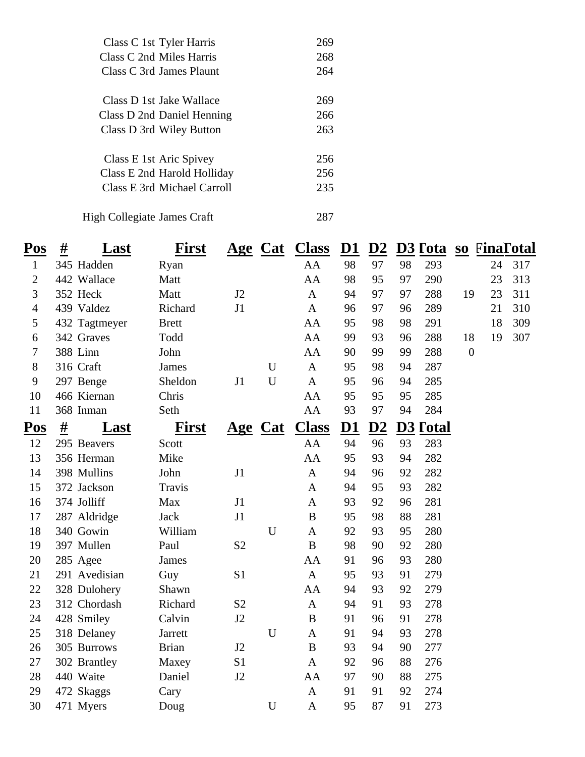Class C 1st Tyler Harris 269
Class C 2nd Miles Harris 268
Class C 3rd James Plaunt 264

Class D 1st Jake Wallace 269
Class D 2nd Daniel Henning 266
Class D 3rd Wiley Button 263

Class E 1st Aric Spivey 256
Class E 2nd Harold Holliday 256
Class E 3rd Michael Carroll 235

High Collegiate James Craft 287

| Pos | # | Last | First | Age | Cat | Class | D1 | D2 | D3 | Total | so | Final | Total |
|---|---|---|---|---|---|---|---|---|---|---|---|---|---|
| 1 | 345 | Hadden | Ryan | | | AA | 98 | 97 | 98 | 293 | | 24 | 317 |
| 2 | 442 | Wallace | Matt | | | AA | 98 | 95 | 97 | 290 | | 23 | 313 |
| 3 | 352 | Heck | Matt | J2 | | A | 94 | 97 | 97 | 288 | 19 | 23 | 311 |
| 4 | 439 | Valdez | Richard | J1 | | A | 96 | 97 | 96 | 289 | | 21 | 310 |
| 5 | 432 | Tagtmeyer | Brett | | | AA | 95 | 98 | 98 | 291 | | 18 | 309 |
| 6 | 342 | Graves | Todd | | | AA | 99 | 93 | 96 | 288 | 18 | 19 | 307 |
| 7 | 388 | Linn | John | | | AA | 90 | 99 | 99 | 288 | 0 | | |
| 8 | 316 | Craft | James | | U | A | 95 | 98 | 94 | 287 | | | |
| 9 | 297 | Benge | Sheldon | J1 | U | A | 95 | 96 | 94 | 285 | | | |
| 10 | 466 | Kiernan | Chris | | | AA | 95 | 95 | 95 | 285 | | | |
| 11 | 368 | Inman | Seth | | | AA | 93 | 97 | 94 | 284 | | | |
| 12 | 295 | Beavers | Scott | | | AA | 94 | 96 | 93 | 283 | | | |
| 13 | 356 | Herman | Mike | | | AA | 95 | 93 | 94 | 282 | | | |
| 14 | 398 | Mullins | John | J1 | | A | 94 | 96 | 92 | 282 | | | |
| 15 | 372 | Jackson | Travis | | | A | 94 | 95 | 93 | 282 | | | |
| 16 | 374 | Jolliff | Max | J1 | | A | 93 | 92 | 96 | 281 | | | |
| 17 | 287 | Aldridge | Jack | J1 | | B | 95 | 98 | 88 | 281 | | | |
| 18 | 340 | Gowin | William | | U | A | 92 | 93 | 95 | 280 | | | |
| 19 | 397 | Mullen | Paul | S2 | | B | 98 | 90 | 92 | 280 | | | |
| 20 | 285 | Agee | James | | | AA | 91 | 96 | 93 | 280 | | | |
| 21 | 291 | Avedisian | Guy | S1 | | A | 95 | 93 | 91 | 279 | | | |
| 22 | 328 | Dulohery | Shawn | | | AA | 94 | 93 | 92 | 279 | | | |
| 23 | 312 | Chordash | Richard | S2 | | A | 94 | 91 | 93 | 278 | | | |
| 24 | 428 | Smiley | Calvin | J2 | | B | 91 | 96 | 91 | 278 | | | |
| 25 | 318 | Delaney | Jarrett | | U | A | 91 | 94 | 93 | 278 | | | |
| 26 | 305 | Burrows | Brian | J2 | | B | 93 | 94 | 90 | 277 | | | |
| 27 | 302 | Brantley | Maxey | S1 | | A | 92 | 96 | 88 | 276 | | | |
| 28 | 440 | Waite | Daniel | J2 | | AA | 97 | 90 | 88 | 275 | | | |
| 29 | 472 | Skaggs | Cary | | | A | 91 | 91 | 92 | 274 | | | |
| 30 | 471 | Myers | Doug | | U | A | 95 | 87 | 91 | 273 | | | |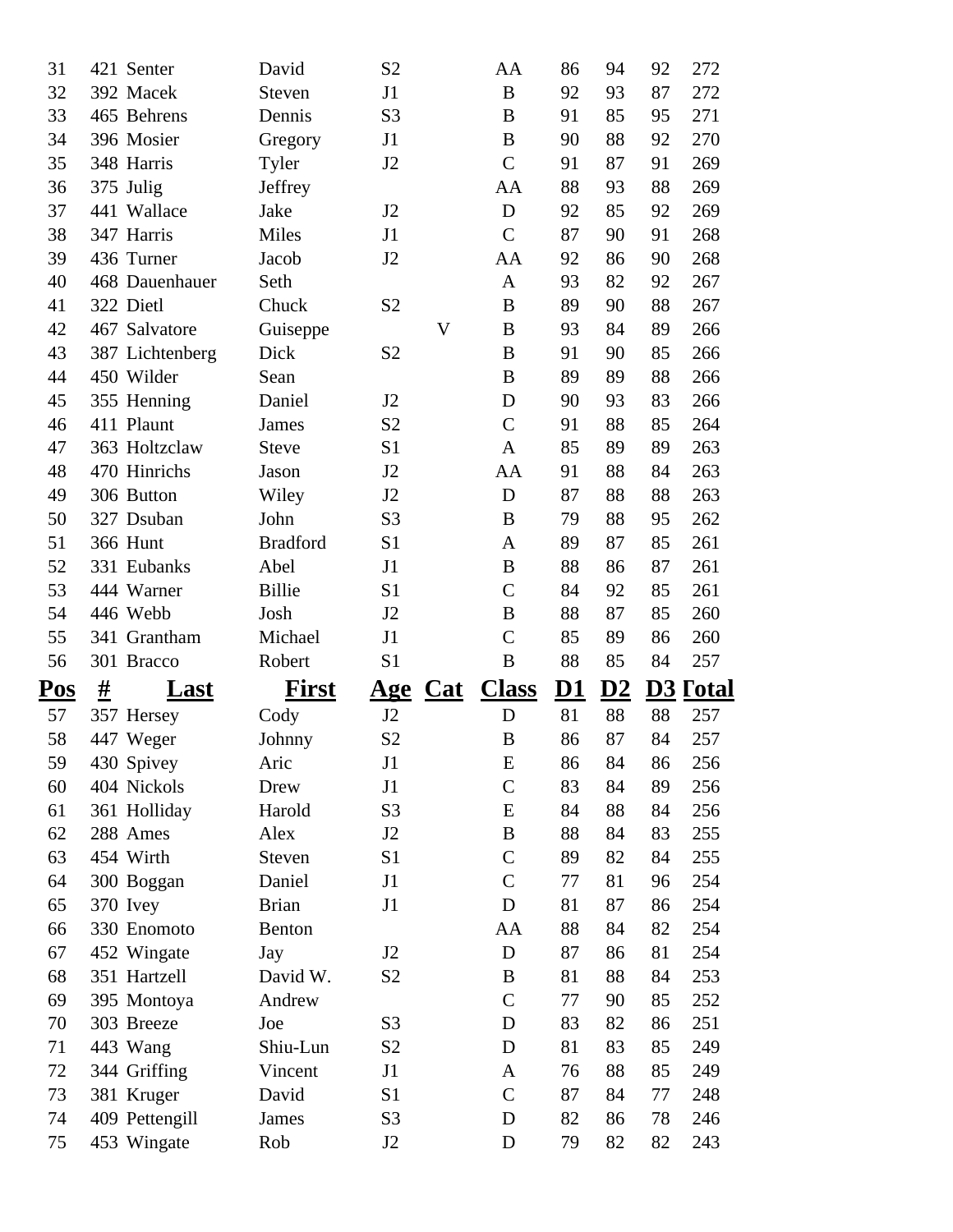| Pos | # | Last | First | Age | Cat | Class | D1 | D2 | D3 | Total |
|---|---|---|---|---|---|---|---|---|---|---|
| 31 | 421 | Senter | David | S2 | | AA | 86 | 94 | 92 | 272 |
| 32 | 392 | Macek | Steven | J1 | | B | 92 | 93 | 87 | 272 |
| 33 | 465 | Behrens | Dennis | S3 | | B | 91 | 85 | 95 | 271 |
| 34 | 396 | Mosier | Gregory | J1 | | B | 90 | 88 | 92 | 270 |
| 35 | 348 | Harris | Tyler | J2 | | C | 91 | 87 | 91 | 269 |
| 36 | 375 | Julig | Jeffrey | | | AA | 88 | 93 | 88 | 269 |
| 37 | 441 | Wallace | Jake | J2 | | D | 92 | 85 | 92 | 269 |
| 38 | 347 | Harris | Miles | J1 | | C | 87 | 90 | 91 | 268 |
| 39 | 436 | Turner | Jacob | J2 | | AA | 92 | 86 | 90 | 268 |
| 40 | 468 | Dauenhauer | Seth | | | A | 93 | 82 | 92 | 267 |
| 41 | 322 | Dietl | Chuck | S2 | | B | 89 | 90 | 88 | 267 |
| 42 | 467 | Salvatore | Guiseppe | | V | B | 93 | 84 | 89 | 266 |
| 43 | 387 | Lichtenberg | Dick | S2 | | B | 91 | 90 | 85 | 266 |
| 44 | 450 | Wilder | Sean | | | B | 89 | 89 | 88 | 266 |
| 45 | 355 | Henning | Daniel | J2 | | D | 90 | 93 | 83 | 266 |
| 46 | 411 | Plaunt | James | S2 | | C | 91 | 88 | 85 | 264 |
| 47 | 363 | Holtzclaw | Steve | S1 | | A | 85 | 89 | 89 | 263 |
| 48 | 470 | Hinrichs | Jason | J2 | | AA | 91 | 88 | 84 | 263 |
| 49 | 306 | Button | Wiley | J2 | | D | 87 | 88 | 88 | 263 |
| 50 | 327 | Dsuban | John | S3 | | B | 79 | 88 | 95 | 262 |
| 51 | 366 | Hunt | Bradford | S1 | | A | 89 | 87 | 85 | 261 |
| 52 | 331 | Eubanks | Abel | J1 | | B | 88 | 86 | 87 | 261 |
| 53 | 444 | Warner | Billie | S1 | | C | 84 | 92 | 85 | 261 |
| 54 | 446 | Webb | Josh | J2 | | B | 88 | 87 | 85 | 260 |
| 55 | 341 | Grantham | Michael | J1 | | C | 85 | 89 | 86 | 260 |
| 56 | 301 | Bracco | Robert | S1 | | B | 88 | 85 | 84 | 257 |
| 57 | 357 | Hersey | Cody | J2 | | D | 81 | 88 | 88 | 257 |
| 58 | 447 | Weger | Johnny | S2 | | B | 86 | 87 | 84 | 257 |
| 59 | 430 | Spivey | Aric | J1 | | E | 86 | 84 | 86 | 256 |
| 60 | 404 | Nickols | Drew | J1 | | C | 83 | 84 | 89 | 256 |
| 61 | 361 | Holliday | Harold | S3 | | E | 84 | 88 | 84 | 256 |
| 62 | 288 | Ames | Alex | J2 | | B | 88 | 84 | 83 | 255 |
| 63 | 454 | Wirth | Steven | S1 | | C | 89 | 82 | 84 | 255 |
| 64 | 300 | Boggan | Daniel | J1 | | C | 77 | 81 | 96 | 254 |
| 65 | 370 | Ivey | Brian | J1 | | D | 81 | 87 | 86 | 254 |
| 66 | 330 | Enomoto | Benton | | | AA | 88 | 84 | 82 | 254 |
| 67 | 452 | Wingate | Jay | J2 | | D | 87 | 86 | 81 | 254 |
| 68 | 351 | Hartzell | David W. | S2 | | B | 81 | 88 | 84 | 253 |
| 69 | 395 | Montoya | Andrew | | | C | 77 | 90 | 85 | 252 |
| 70 | 303 | Breeze | Joe | S3 | | D | 83 | 82 | 86 | 251 |
| 71 | 443 | Wang | Shiu-Lun | S2 | | D | 81 | 83 | 85 | 249 |
| 72 | 344 | Griffing | Vincent | J1 | | A | 76 | 88 | 85 | 249 |
| 73 | 381 | Kruger | David | S1 | | C | 87 | 84 | 77 | 248 |
| 74 | 409 | Pettengill | James | S3 | | D | 82 | 86 | 78 | 246 |
| 75 | 453 | Wingate | Rob | J2 | | D | 79 | 82 | 82 | 243 |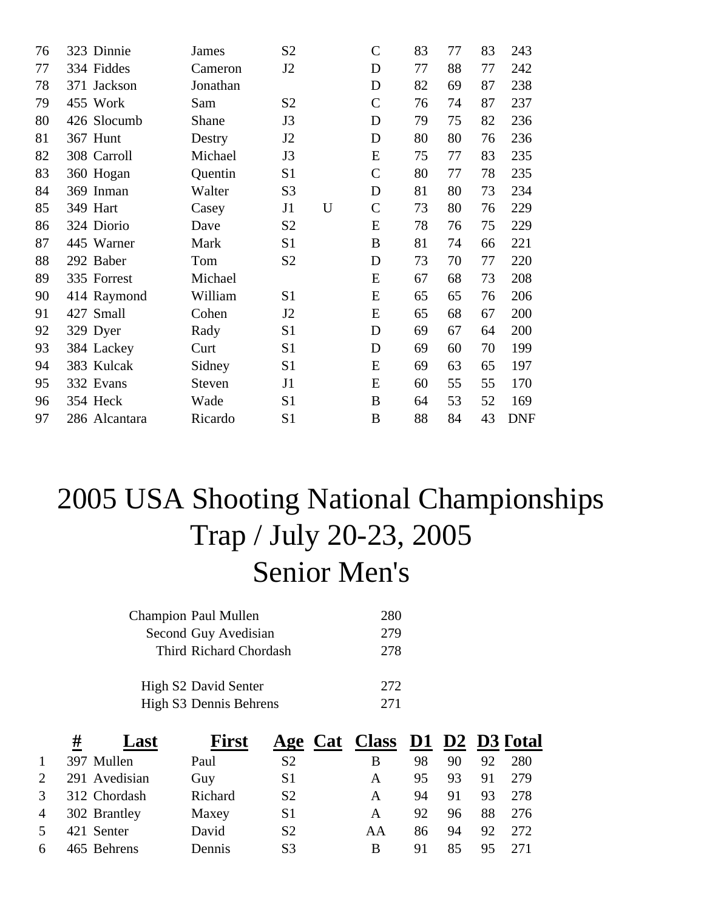| | # | Last | First | Age | Cat | Class | D1 | D2 | D3 | Total |
|---|---|---|---|---|---|---|---|---|---|---|
| 76 | 323 | Dinnie | James | S2 | | C | 83 | 77 | 83 | 243 |
| 77 | 334 | Fiddes | Cameron | J2 | | D | 77 | 88 | 77 | 242 |
| 78 | 371 | Jackson | Jonathan | | | D | 82 | 69 | 87 | 238 |
| 79 | 455 | Work | Sam | S2 | | C | 76 | 74 | 87 | 237 |
| 80 | 426 | Slocumb | Shane | J3 | | D | 79 | 75 | 82 | 236 |
| 81 | 367 | Hunt | Destry | J2 | | D | 80 | 80 | 76 | 236 |
| 82 | 308 | Carroll | Michael | J3 | | E | 75 | 77 | 83 | 235 |
| 83 | 360 | Hogan | Quentin | S1 | | C | 80 | 77 | 78 | 235 |
| 84 | 369 | Inman | Walter | S3 | | D | 81 | 80 | 73 | 234 |
| 85 | 349 | Hart | Casey | J1 | U | C | 73 | 80 | 76 | 229 |
| 86 | 324 | Diorio | Dave | S2 | | E | 78 | 76 | 75 | 229 |
| 87 | 445 | Warner | Mark | S1 | | B | 81 | 74 | 66 | 221 |
| 88 | 292 | Baber | Tom | S2 | | D | 73 | 70 | 77 | 220 |
| 89 | 335 | Forrest | Michael | | | E | 67 | 68 | 73 | 208 |
| 90 | 414 | Raymond | William | S1 | | E | 65 | 65 | 76 | 206 |
| 91 | 427 | Small | Cohen | J2 | | E | 65 | 68 | 67 | 200 |
| 92 | 329 | Dyer | Rady | S1 | | D | 69 | 67 | 64 | 200 |
| 93 | 384 | Lackey | Curt | S1 | | D | 69 | 60 | 70 | 199 |
| 94 | 383 | Kulcak | Sidney | S1 | | E | 69 | 63 | 65 | 197 |
| 95 | 332 | Evans | Steven | J1 | | E | 60 | 55 | 55 | 170 |
| 96 | 354 | Heck | Wade | S1 | | B | 64 | 53 | 52 | 169 |
| 97 | 286 | Alcantara | Ricardo | S1 | | B | 88 | 84 | 43 | DNF |

# 2005 USA Shooting National Championships
# Trap / July 20-23, 2005
# Senior Men's

| | | |
|---|---|---|
| Champion | Paul Mullen | 280 |
| Second | Guy Avedisian | 279 |
| Third | Richard Chordash | 278 |
| | | |
| High S2 | David Senter | 272 |
| High S3 | Dennis Behrens | 271 |

| | # | Last | First | Age | Cat | Class | D1 | D2 | D3 | Total |
|---|---|---|---|---|---|---|---|---|---|---|
| 1 | 397 | Mullen | Paul | S2 | | B | 98 | 90 | 92 | 280 |
| 2 | 291 | Avedisian | Guy | S1 | | A | 95 | 93 | 91 | 279 |
| 3 | 312 | Chordash | Richard | S2 | | A | 94 | 91 | 93 | 278 |
| 4 | 302 | Brantley | Maxey | S1 | | A | 92 | 96 | 88 | 276 |
| 5 | 421 | Senter | David | S2 | | AA | 86 | 94 | 92 | 272 |
| 6 | 465 | Behrens | Dennis | S3 | | B | 91 | 85 | 95 | 271 |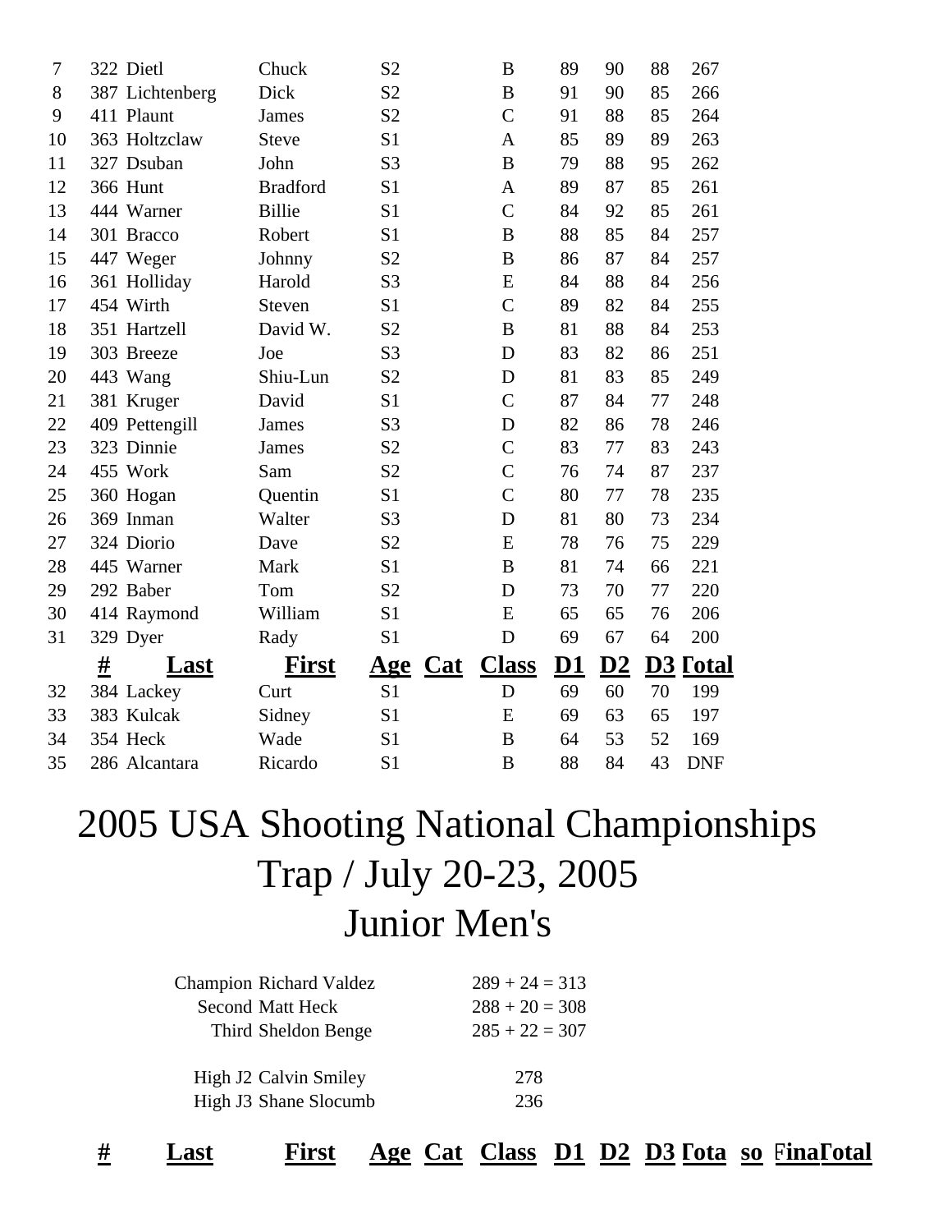| # | | Last | First | Age | Cat | Class | D1 | D2 | D3 | Total |
|---|---|---|---|---|---|---|---|---|---|---|
| 7 | 322 | Dietl | Chuck | S2 | | B | 89 | 90 | 88 | 267 |
| 8 | 387 | Lichtenberg | Dick | S2 | | B | 91 | 90 | 85 | 266 |
| 9 | 411 | Plaunt | James | S2 | | C | 91 | 88 | 85 | 264 |
| 10 | 363 | Holtzclaw | Steve | S1 | | A | 85 | 89 | 89 | 263 |
| 11 | 327 | Dsuban | John | S3 | | B | 79 | 88 | 95 | 262 |
| 12 | 366 | Hunt | Bradford | S1 | | A | 89 | 87 | 85 | 261 |
| 13 | 444 | Warner | Billie | S1 | | C | 84 | 92 | 85 | 261 |
| 14 | 301 | Bracco | Robert | S1 | | B | 88 | 85 | 84 | 257 |
| 15 | 447 | Weger | Johnny | S2 | | B | 86 | 87 | 84 | 257 |
| 16 | 361 | Holliday | Harold | S3 | | E | 84 | 88 | 84 | 256 |
| 17 | 454 | Wirth | Steven | S1 | | C | 89 | 82 | 84 | 255 |
| 18 | 351 | Hartzell | David W. | S2 | | B | 81 | 88 | 84 | 253 |
| 19 | 303 | Breeze | Joe | S3 | | D | 83 | 82 | 86 | 251 |
| 20 | 443 | Wang | Shiu-Lun | S2 | | D | 81 | 83 | 85 | 249 |
| 21 | 381 | Kruger | David | S1 | | C | 87 | 84 | 77 | 248 |
| 22 | 409 | Pettengill | James | S3 | | D | 82 | 86 | 78 | 246 |
| 23 | 323 | Dinnie | James | S2 | | C | 83 | 77 | 83 | 243 |
| 24 | 455 | Work | Sam | S2 | | C | 76 | 74 | 87 | 237 |
| 25 | 360 | Hogan | Quentin | S1 | | C | 80 | 77 | 78 | 235 |
| 26 | 369 | Inman | Walter | S3 | | D | 81 | 80 | 73 | 234 |
| 27 | 324 | Diorio | Dave | S2 | | E | 78 | 76 | 75 | 229 |
| 28 | 445 | Warner | Mark | S1 | | B | 81 | 74 | 66 | 221 |
| 29 | 292 | Baber | Tom | S2 | | D | 73 | 70 | 77 | 220 |
| 30 | 414 | Raymond | William | S1 | | E | 65 | 65 | 76 | 206 |
| 31 | 329 | Dyer | Rady | S1 | | D | 69 | 67 | 64 | 200 |

| | # | Last | First | Age | Cat | Class | D1 | D2 | D3 | Total |
|---|---|---|---|---|---|---|---|---|---|---|
| 32 | 384 | Lackey | Curt | S1 | | D | 69 | 60 | 70 | 199 |
| 33 | 383 | Kulcak | Sidney | S1 | | E | 69 | 63 | 65 | 197 |
| 34 | 354 | Heck | Wade | S1 | | B | 64 | 53 | 52 | 169 |
| 35 | 286 | Alcantara | Ricardo | S1 | | B | 88 | 84 | 43 | DNF |

# 2005 USA Shooting National Championships
# Trap / July 20-23, 2005
# Junior Men's

Champion Richard Valdez 289 + 24 = 313
Second Matt Heck 288 + 20 = 308
Third Sheldon Benge 285 + 22 = 307

High J2 Calvin Smiley 278
High J3 Shane Slocumb 236

| # | Last | First | Age | Cat | Class | D1 | D2 | D3 | Total | so | Final | Total |
|---|---|---|---|---|---|---|---|---|---|---|---|---|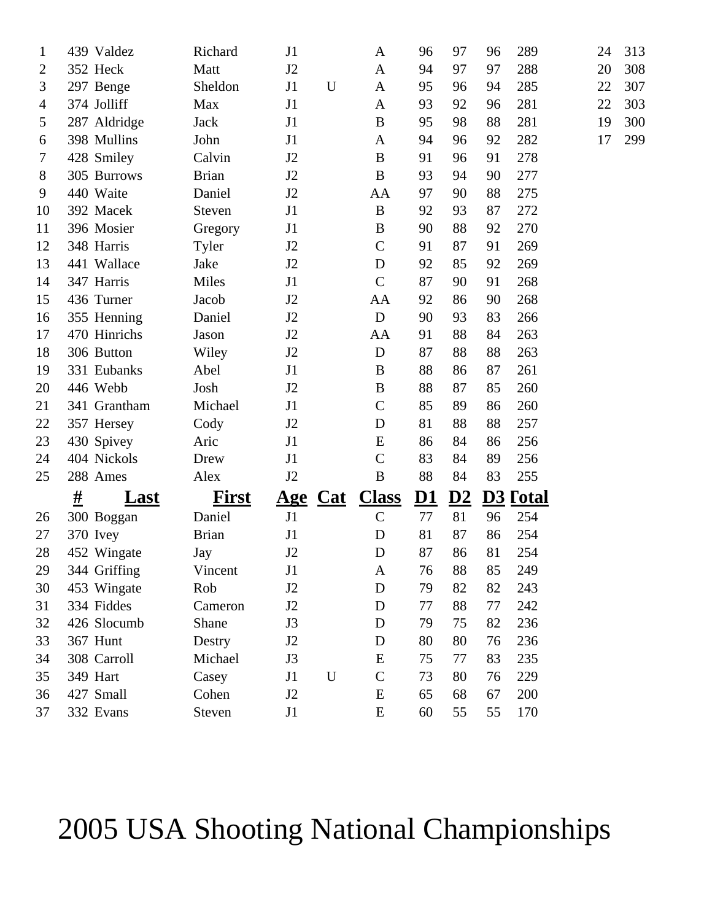| | # | Last | First | Age | Cat | Class | D1 | D2 | D3 | Total | | |
|---|---|---|---|---|---|---|---|---|---|---|---|---|
| 1 | 439 | Valdez | Richard | J1 | | A | 96 | 97 | 96 | 289 | 24 | 313 |
| 2 | 352 | Heck | Matt | J2 | | A | 94 | 97 | 97 | 288 | 20 | 308 |
| 3 | 297 | Benge | Sheldon | J1 | U | A | 95 | 96 | 94 | 285 | 22 | 307 |
| 4 | 374 | Jolliff | Max | J1 | | A | 93 | 92 | 96 | 281 | 22 | 303 |
| 5 | 287 | Aldridge | Jack | J1 | | B | 95 | 98 | 88 | 281 | 19 | 300 |
| 6 | 398 | Mullins | John | J1 | | A | 94 | 96 | 92 | 282 | 17 | 299 |
| 7 | 428 | Smiley | Calvin | J2 | | B | 91 | 96 | 91 | 278 | | |
| 8 | 305 | Burrows | Brian | J2 | | B | 93 | 94 | 90 | 277 | | |
| 9 | 440 | Waite | Daniel | J2 | | AA | 97 | 90 | 88 | 275 | | |
| 10 | 392 | Macek | Steven | J1 | | B | 92 | 93 | 87 | 272 | | |
| 11 | 396 | Mosier | Gregory | J1 | | B | 90 | 88 | 92 | 270 | | |
| 12 | 348 | Harris | Tyler | J2 | | C | 91 | 87 | 91 | 269 | | |
| 13 | 441 | Wallace | Jake | J2 | | D | 92 | 85 | 92 | 269 | | |
| 14 | 347 | Harris | Miles | J1 | | C | 87 | 90 | 91 | 268 | | |
| 15 | 436 | Turner | Jacob | J2 | | AA | 92 | 86 | 90 | 268 | | |
| 16 | 355 | Henning | Daniel | J2 | | D | 90 | 93 | 83 | 266 | | |
| 17 | 470 | Hinrichs | Jason | J2 | | AA | 91 | 88 | 84 | 263 | | |
| 18 | 306 | Button | Wiley | J2 | | D | 87 | 88 | 88 | 263 | | |
| 19 | 331 | Eubanks | Abel | J1 | | B | 88 | 86 | 87 | 261 | | |
| 20 | 446 | Webb | Josh | J2 | | B | 88 | 87 | 85 | 260 | | |
| 21 | 341 | Grantham | Michael | J1 | | C | 85 | 89 | 86 | 260 | | |
| 22 | 357 | Hersey | Cody | J2 | | D | 81 | 88 | 88 | 257 | | |
| 23 | 430 | Spivey | Aric | J1 | | E | 86 | 84 | 86 | 256 | | |
| 24 | 404 | Nickols | Drew | J1 | | C | 83 | 84 | 89 | 256 | | |
| 25 | 288 | Ames | Alex | J2 | | B | 88 | 84 | 83 | 255 | | |
| 26 | 300 | Boggan | Daniel | J1 | | C | 77 | 81 | 96 | 254 | | |
| 27 | 370 | Ivey | Brian | J1 | | D | 81 | 87 | 86 | 254 | | |
| 28 | 452 | Wingate | Jay | J2 | | D | 87 | 86 | 81 | 254 | | |
| 29 | 344 | Griffing | Vincent | J1 | | A | 76 | 88 | 85 | 249 | | |
| 30 | 453 | Wingate | Rob | J2 | | D | 79 | 82 | 82 | 243 | | |
| 31 | 334 | Fiddes | Cameron | J2 | | D | 77 | 88 | 77 | 242 | | |
| 32 | 426 | Slocumb | Shane | J3 | | D | 79 | 75 | 82 | 236 | | |
| 33 | 367 | Hunt | Destry | J2 | | D | 80 | 80 | 76 | 236 | | |
| 34 | 308 | Carroll | Michael | J3 | | E | 75 | 77 | 83 | 235 | | |
| 35 | 349 | Hart | Casey | J1 | U | C | 73 | 80 | 76 | 229 | | |
| 36 | 427 | Small | Cohen | J2 | | E | 65 | 68 | 67 | 200 | | |
| 37 | 332 | Evans | Steven | J1 | | E | 60 | 55 | 55 | 170 | | |

2005 USA Shooting National Championships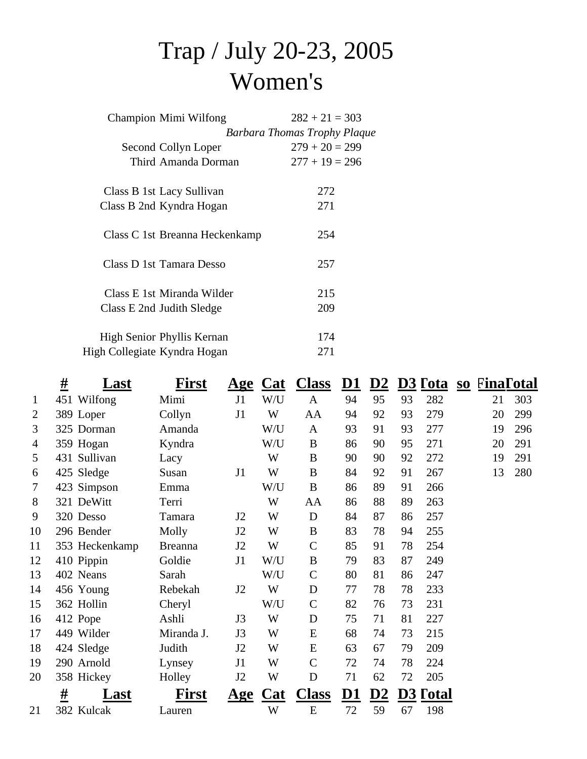# Trap / July 20-23, 2005

# Women's

| | | |
|---|---|---|
| Champion | Mimi Wilfong | 282 + 21 = 303 |
| | | *Barbara Thomas Trophy Plaque* |
| Second | Collyn Loper | 279 + 20 = 299 |
| Third | Amanda Dorman | 277 + 19 = 296 |
| | | |
| Class B 1st | Lacy Sullivan | 272 |
| Class B 2nd | Kyndra Hogan | 271 |
| | | |
| Class C 1st | Breanna Heckenkamp | 254 |
| | | |
| Class D 1st | Tamara Desso | 257 |
| | | |
| Class E 1st | Miranda Wilder | 215 |
| Class E 2nd | Judith Sledge | 209 |
| | | |
| High Senior | Phyllis Kernan | 174 |
| High Collegiate | Kyndra Hogan | 271 |

| | # | Last | First | Age | Cat | Class | D1 | D2 | D3 | Total | so | Final | Total |
|---|---|---|---|---|---|---|---|---|---|---|---|---|---|
| 1 | 451 | Wilfong | Mimi | J1 | W/U | A | 94 | 95 | 93 | 282 | | 21 | 303 |
| 2 | 389 | Loper | Collyn | J1 | W | AA | 94 | 92 | 93 | 279 | | 20 | 299 |
| 3 | 325 | Dorman | Amanda | | W/U | A | 93 | 91 | 93 | 277 | | 19 | 296 |
| 4 | 359 | Hogan | Kyndra | | W/U | B | 86 | 90 | 95 | 271 | | 20 | 291 |
| 5 | 431 | Sullivan | Lacy | | W | B | 90 | 90 | 92 | 272 | | 19 | 291 |
| 6 | 425 | Sledge | Susan | J1 | W | B | 84 | 92 | 91 | 267 | | 13 | 280 |
| 7 | 423 | Simpson | Emma | | W/U | B | 86 | 89 | 91 | 266 | | | |
| 8 | 321 | DeWitt | Terri | | W | AA | 86 | 88 | 89 | 263 | | | |
| 9 | 320 | Desso | Tamara | J2 | W | D | 84 | 87 | 86 | 257 | | | |
| 10 | 296 | Bender | Molly | J2 | W | B | 83 | 78 | 94 | 255 | | | |
| 11 | 353 | Heckenkamp | Breanna | J2 | W | C | 85 | 91 | 78 | 254 | | | |
| 12 | 410 | Pippin | Goldie | J1 | W/U | B | 79 | 83 | 87 | 249 | | | |
| 13 | 402 | Neans | Sarah | | W/U | C | 80 | 81 | 86 | 247 | | | |
| 14 | 456 | Young | Rebekah | J2 | W | D | 77 | 78 | 78 | 233 | | | |
| 15 | 362 | Hollin | Cheryl | | W/U | C | 82 | 76 | 73 | 231 | | | |
| 16 | 412 | Pope | Ashli | J3 | W | D | 75 | 71 | 81 | 227 | | | |
| 17 | 449 | Wilder | Miranda J. | J3 | W | E | 68 | 74 | 73 | 215 | | | |
| 18 | 424 | Sledge | Judith | J2 | W | E | 63 | 67 | 79 | 209 | | | |
| 19 | 290 | Arnold | Lynsey | J1 | W | C | 72 | 74 | 78 | 224 | | | |
| 20 | 358 | Hickey | Holley | J2 | W | D | 71 | 62 | 72 | 205 | | | |

| | # | Last | First | Age | Cat | Class | D1 | D2 | D3 | Total |
|---|---|---|---|---|---|---|---|---|---|---|
| 21 | 382 | Kulcak | Lauren | | W | E | 72 | 59 | 67 | 198 |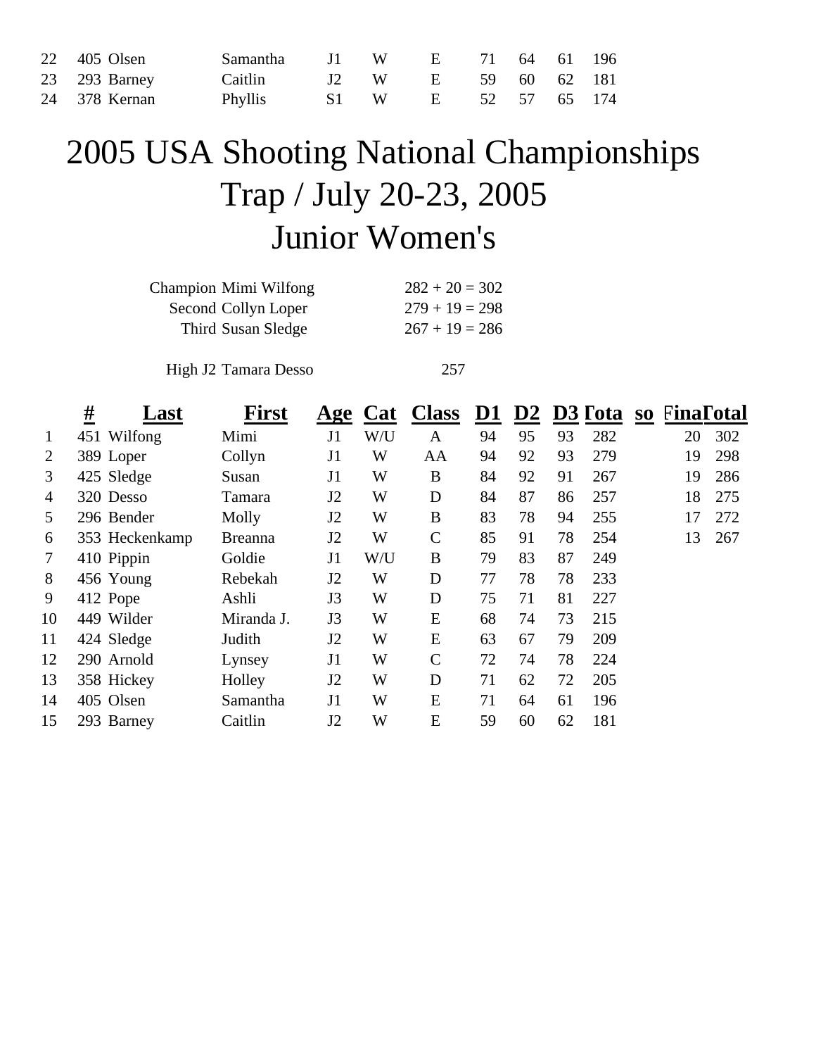| | | | | | | | | | | |
|---|---|---|---|---|---|---|---|---|---|---|
| 22 | 405 | Olsen | Samantha | J1 | W | E | 71 | 64 | 61 | 196 |
| 23 | 293 | Barney | Caitlin | J2 | W | E | 59 | 60 | 62 | 181 |
| 24 | 378 | Kernan | Phyllis | S1 | W | E | 52 | 57 | 65 | 174 |

# 2005 USA Shooting National Championships
# Trap / July 20-23, 2005
# Junior Women's

Champion Mimi Wilfong 282 + 20 = 302

Second Collyn Loper 279 + 19 = 298

Third Susan Sledge 267 + 19 = 286

High J2 Tamara Desso 257

| | # | Last | First | Age | Cat | Class | D1 | D2 | D3 | Tota | so | Fina | Total |
|---|---|---|---|---|---|---|---|---|---|---|---|---|---|
| 1 | 451 | Wilfong | Mimi | J1 | W/U | A | 94 | 95 | 93 | 282 | | 20 | 302 |
| 2 | 389 | Loper | Collyn | J1 | W | AA | 94 | 92 | 93 | 279 | | 19 | 298 |
| 3 | 425 | Sledge | Susan | J1 | W | B | 84 | 92 | 91 | 267 | | 19 | 286 |
| 4 | 320 | Desso | Tamara | J2 | W | D | 84 | 87 | 86 | 257 | | 18 | 275 |
| 5 | 296 | Bender | Molly | J2 | W | B | 83 | 78 | 94 | 255 | | 17 | 272 |
| 6 | 353 | Heckenkamp | Breanna | J2 | W | C | 85 | 91 | 78 | 254 | | 13 | 267 |
| 7 | 410 | Pippin | Goldie | J1 | W/U | B | 79 | 83 | 87 | 249 | | | |
| 8 | 456 | Young | Rebekah | J2 | W | D | 77 | 78 | 78 | 233 | | | |
| 9 | 412 | Pope | Ashli | J3 | W | D | 75 | 71 | 81 | 227 | | | |
| 10 | 449 | Wilder | Miranda J. | J3 | W | E | 68 | 74 | 73 | 215 | | | |
| 11 | 424 | Sledge | Judith | J2 | W | E | 63 | 67 | 79 | 209 | | | |
| 12 | 290 | Arnold | Lynsey | J1 | W | C | 72 | 74 | 78 | 224 | | | |
| 13 | 358 | Hickey | Holley | J2 | W | D | 71 | 62 | 72 | 205 | | | |
| 14 | 405 | Olsen | Samantha | J1 | W | E | 71 | 64 | 61 | 196 | | | |
| 15 | 293 | Barney | Caitlin | J2 | W | E | 59 | 60 | 62 | 181 | | | |